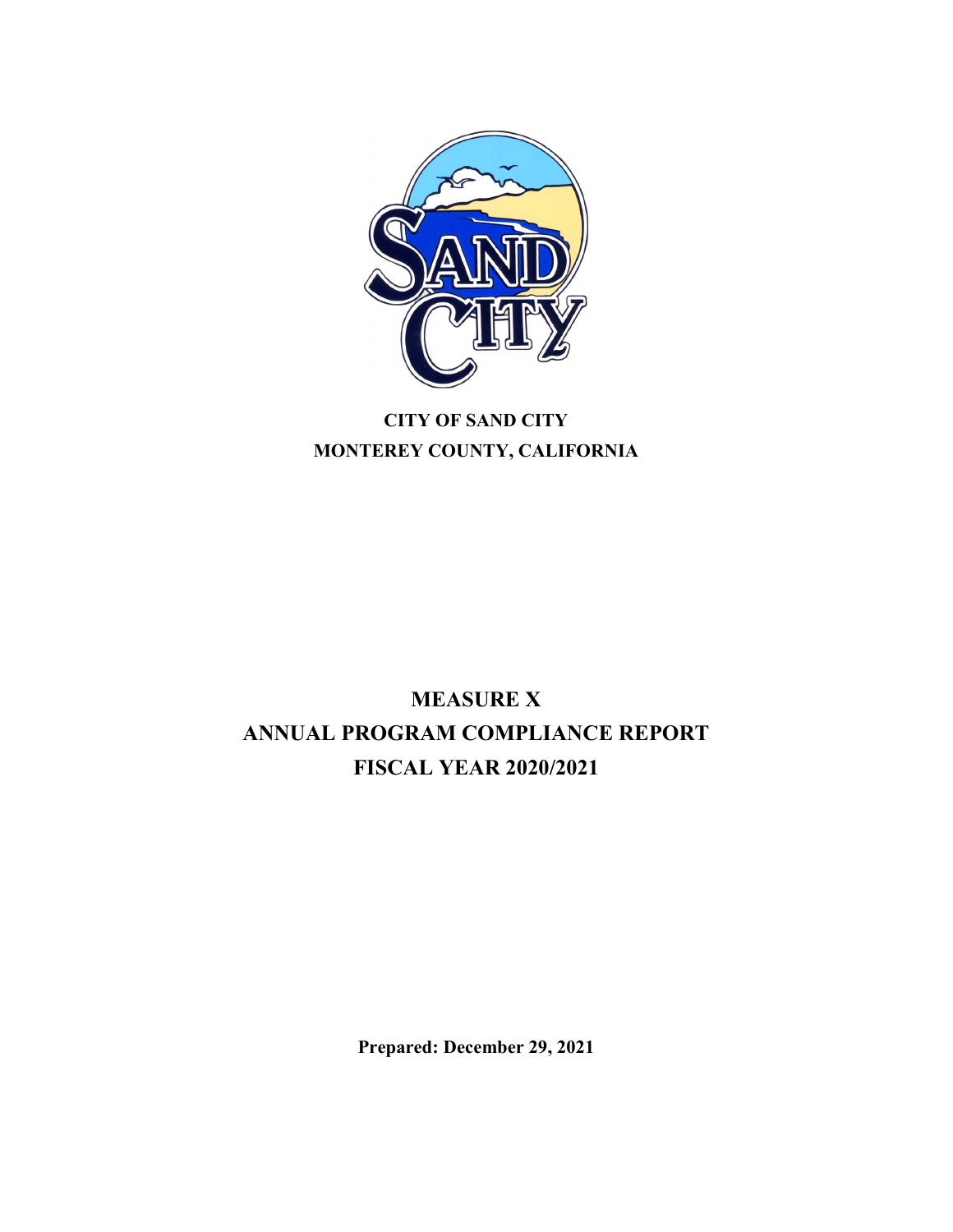**CITY OF SAND CITY**
**MONTEREY COUNTY, CALIFORNIA**

# MEASURE X
# ANNUAL PROGRAM COMPLIANCE REPORT
# FISCAL YEAR 2020/2021

**Prepared: December 29, 2021**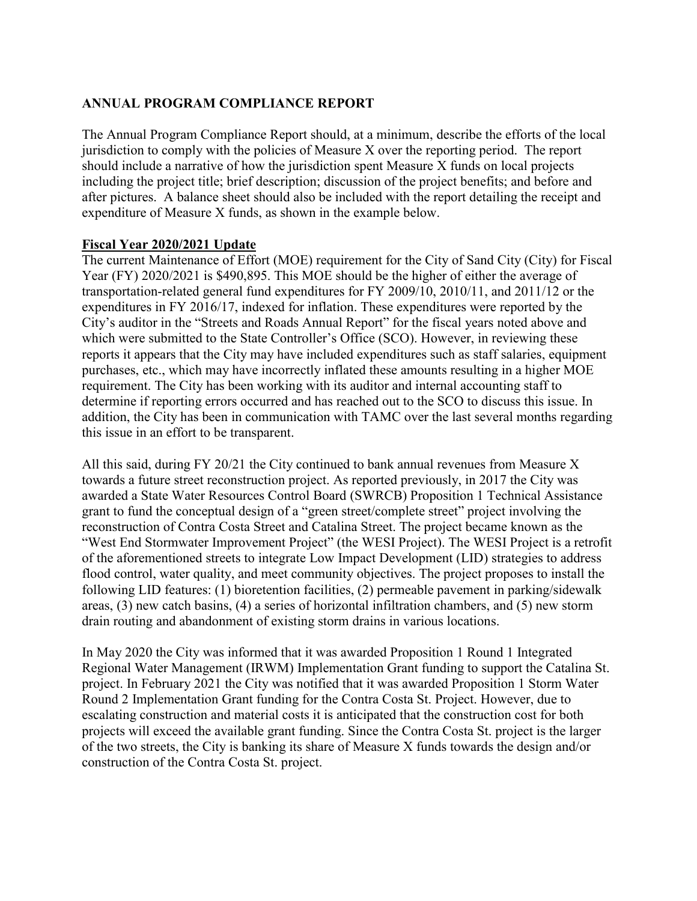## ANNUAL PROGRAM COMPLIANCE REPORT

The Annual Program Compliance Report should, at a minimum, describe the efforts of the local jurisdiction to comply with the policies of Measure X over the reporting period. The report should include a narrative of how the jurisdiction spent Measure X funds on local projects including the project title; brief description; discussion of the project benefits; and before and after pictures. A balance sheet should also be included with the report detailing the receipt and expenditure of Measure X funds, as shown in the example below.

### Fiscal Year 2020/2021 Update

The current Maintenance of Effort (MOE) requirement for the City of Sand City (City) for Fiscal Year (FY) 2020/2021 is $490,895. This MOE should be the higher of either the average of transportation-related general fund expenditures for FY 2009/10, 2010/11, and 2011/12 or the expenditures in FY 2016/17, indexed for inflation. These expenditures were reported by the City's auditor in the "Streets and Roads Annual Report" for the fiscal years noted above and which were submitted to the State Controller's Office (SCO). However, in reviewing these reports it appears that the City may have included expenditures such as staff salaries, equipment purchases, etc., which may have incorrectly inflated these amounts resulting in a higher MOE requirement. The City has been working with its auditor and internal accounting staff to determine if reporting errors occurred and has reached out to the SCO to discuss this issue. In addition, the City has been in communication with TAMC over the last several months regarding this issue in an effort to be transparent.

All this said, during FY 20/21 the City continued to bank annual revenues from Measure X towards a future street reconstruction project. As reported previously, in 2017 the City was awarded a State Water Resources Control Board (SWRCB) Proposition 1 Technical Assistance grant to fund the conceptual design of a "green street/complete street" project involving the reconstruction of Contra Costa Street and Catalina Street. The project became known as the "West End Stormwater Improvement Project" (the WESI Project). The WESI Project is a retrofit of the aforementioned streets to integrate Low Impact Development (LID) strategies to address flood control, water quality, and meet community objectives. The project proposes to install the following LID features: (1) bioretention facilities, (2) permeable pavement in parking/sidewalk areas, (3) new catch basins, (4) a series of horizontal infiltration chambers, and (5) new storm drain routing and abandonment of existing storm drains in various locations.

In May 2020 the City was informed that it was awarded Proposition 1 Round 1 Integrated Regional Water Management (IRWM) Implementation Grant funding to support the Catalina St. project. In February 2021 the City was notified that it was awarded Proposition 1 Storm Water Round 2 Implementation Grant funding for the Contra Costa St. Project. However, due to escalating construction and material costs it is anticipated that the construction cost for both projects will exceed the available grant funding. Since the Contra Costa St. project is the larger of the two streets, the City is banking its share of Measure X funds towards the design and/or construction of the Contra Costa St. project.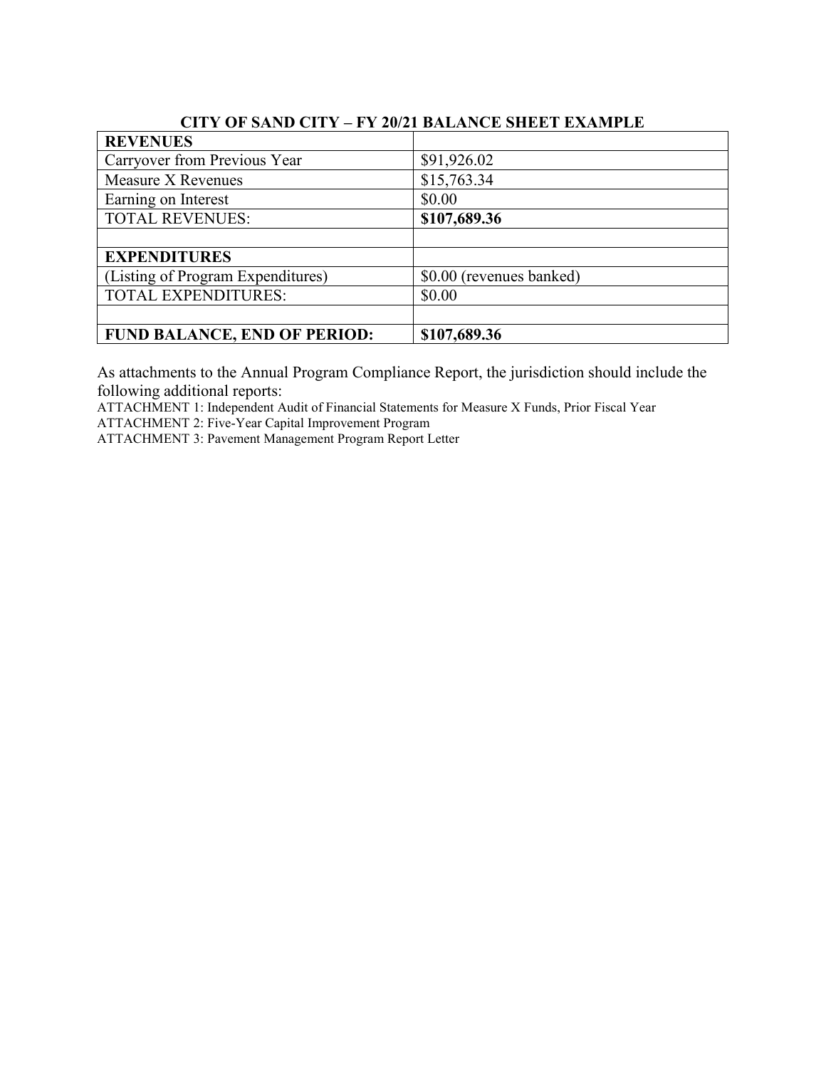**CITY OF SAND CITY – FY 20/21 BALANCE SHEET EXAMPLE**

| **REVENUES** | |
|---|---|
| Carryover from Previous Year | $91,926.02 |
| Measure X Revenues | $15,763.34 |
| Earning on Interest | $0.00 |
| TOTAL REVENUES: | **$107,689.36** |
| | |
| **EXPENDITURES** | |
| (Listing of Program Expenditures) | $0.00 (revenues banked) |
| TOTAL EXPENDITURES: | $0.00 |
| | |
| **FUND BALANCE, END OF PERIOD:** | **$107,689.36** |

As attachments to the Annual Program Compliance Report, the jurisdiction should include the following additional reports:

ATTACHMENT 1: Independent Audit of Financial Statements for Measure X Funds, Prior Fiscal Year

ATTACHMENT 2: Five-Year Capital Improvement Program

ATTACHMENT 3: Pavement Management Program Report Letter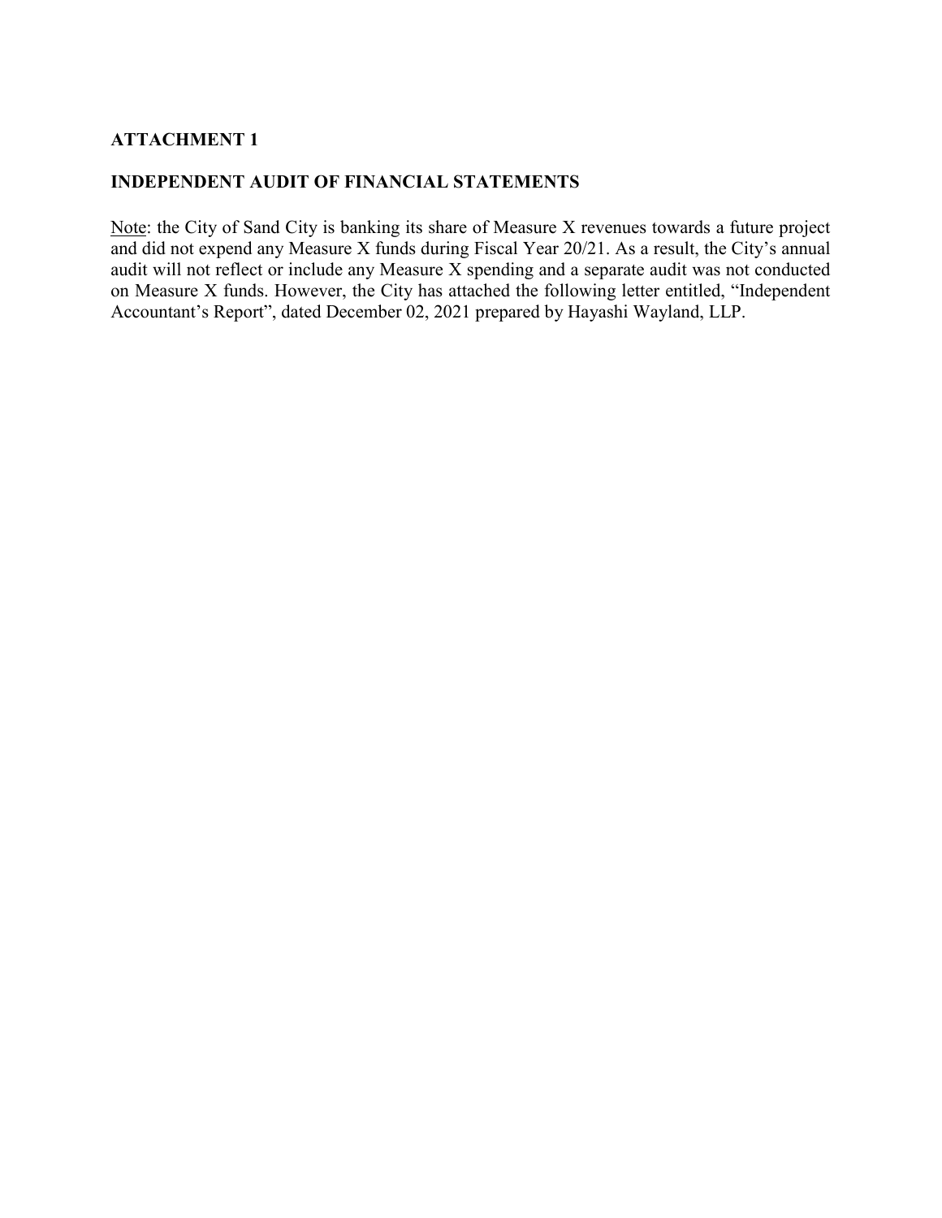**ATTACHMENT 1**

**INDEPENDENT AUDIT OF FINANCIAL STATEMENTS**

<u>Note</u>: the City of Sand City is banking its share of Measure X revenues towards a future project and did not expend any Measure X funds during Fiscal Year 20/21. As a result, the City's annual audit will not reflect or include any Measure X spending and a separate audit was not conducted on Measure X funds. However, the City has attached the following letter entitled, "Independent Accountant's Report", dated December 02, 2021 prepared by Hayashi Wayland, LLP.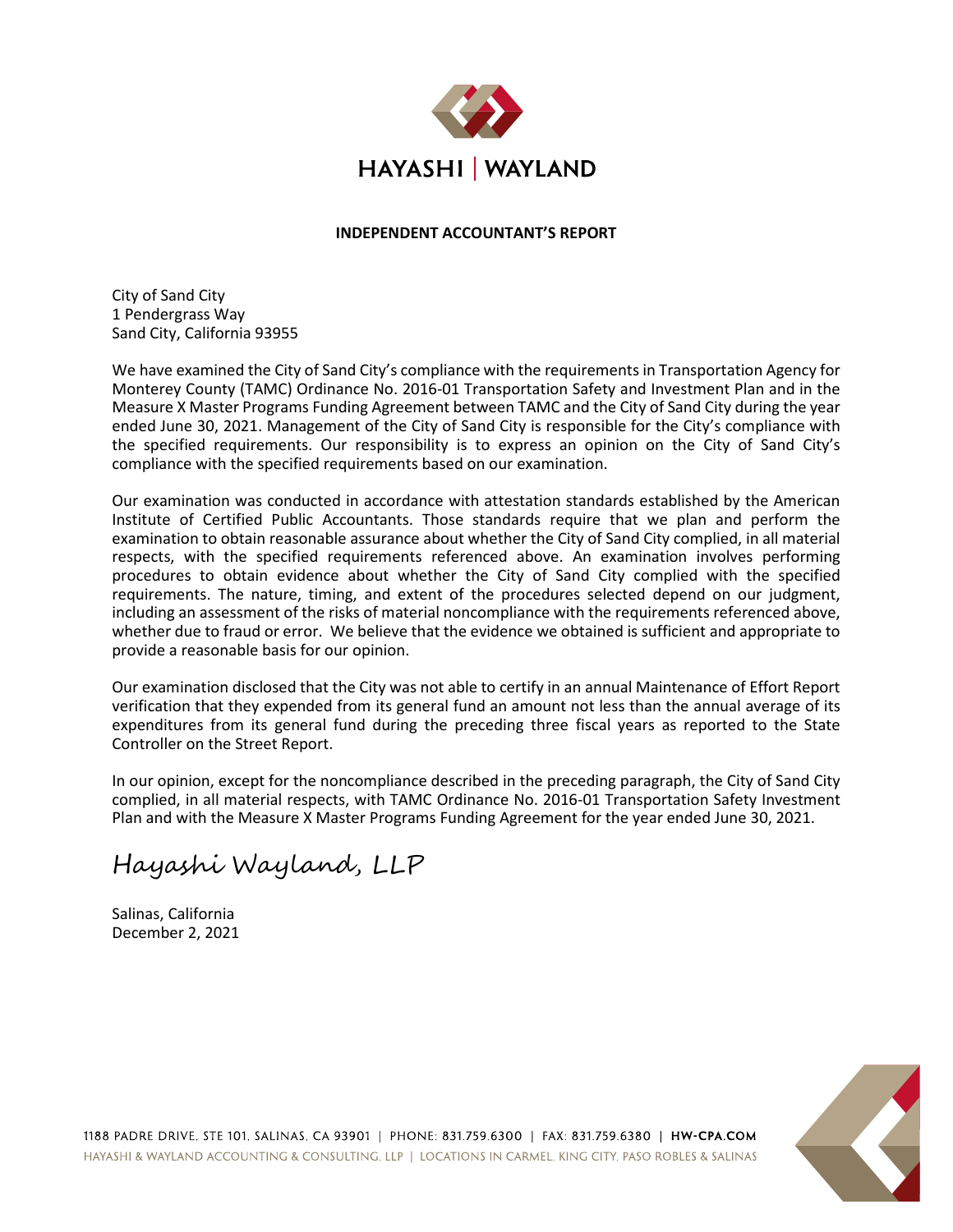HAYASHI | WAYLAND

**INDEPENDENT ACCOUNTANT'S REPORT**

City of Sand City
1 Pendergrass Way
Sand City, California 93955

We have examined the City of Sand City's compliance with the requirements in Transportation Agency for Monterey County (TAMC) Ordinance No. 2016-01 Transportation Safety and Investment Plan and in the Measure X Master Programs Funding Agreement between TAMC and the City of Sand City during the year ended June 30, 2021. Management of the City of Sand City is responsible for the City's compliance with the specified requirements. Our responsibility is to express an opinion on the City of Sand City's compliance with the specified requirements based on our examination.

Our examination was conducted in accordance with attestation standards established by the American Institute of Certified Public Accountants. Those standards require that we plan and perform the examination to obtain reasonable assurance about whether the City of Sand City complied, in all material respects, with the specified requirements referenced above. An examination involves performing procedures to obtain evidence about whether the City of Sand City complied with the specified requirements. The nature, timing, and extent of the procedures selected depend on our judgment, including an assessment of the risks of material noncompliance with the requirements referenced above, whether due to fraud or error. We believe that the evidence we obtained is sufficient and appropriate to provide a reasonable basis for our opinion.

Our examination disclosed that the City was not able to certify in an annual Maintenance of Effort Report verification that they expended from its general fund an amount not less than the annual average of its expenditures from its general fund during the preceding three fiscal years as reported to the State Controller on the Street Report.

In our opinion, except for the noncompliance described in the preceding paragraph, the City of Sand City complied, in all material respects, with TAMC Ordinance No. 2016-01 Transportation Safety Investment Plan and with the Measure X Master Programs Funding Agreement for the year ended June 30, 2021.

*Hayashi Wayland, LLP*

Salinas, California
December 2, 2021

1188 PADRE DRIVE, STE 101, SALINAS, CA 93901 | PHONE: 831.759.6300 | FAX: 831.759.6380 | HW-CPA.COM
HAYASHI & WAYLAND ACCOUNTING & CONSULTING, LLP | LOCATIONS IN CARMEL, KING CITY, PASO ROBLES & SALINAS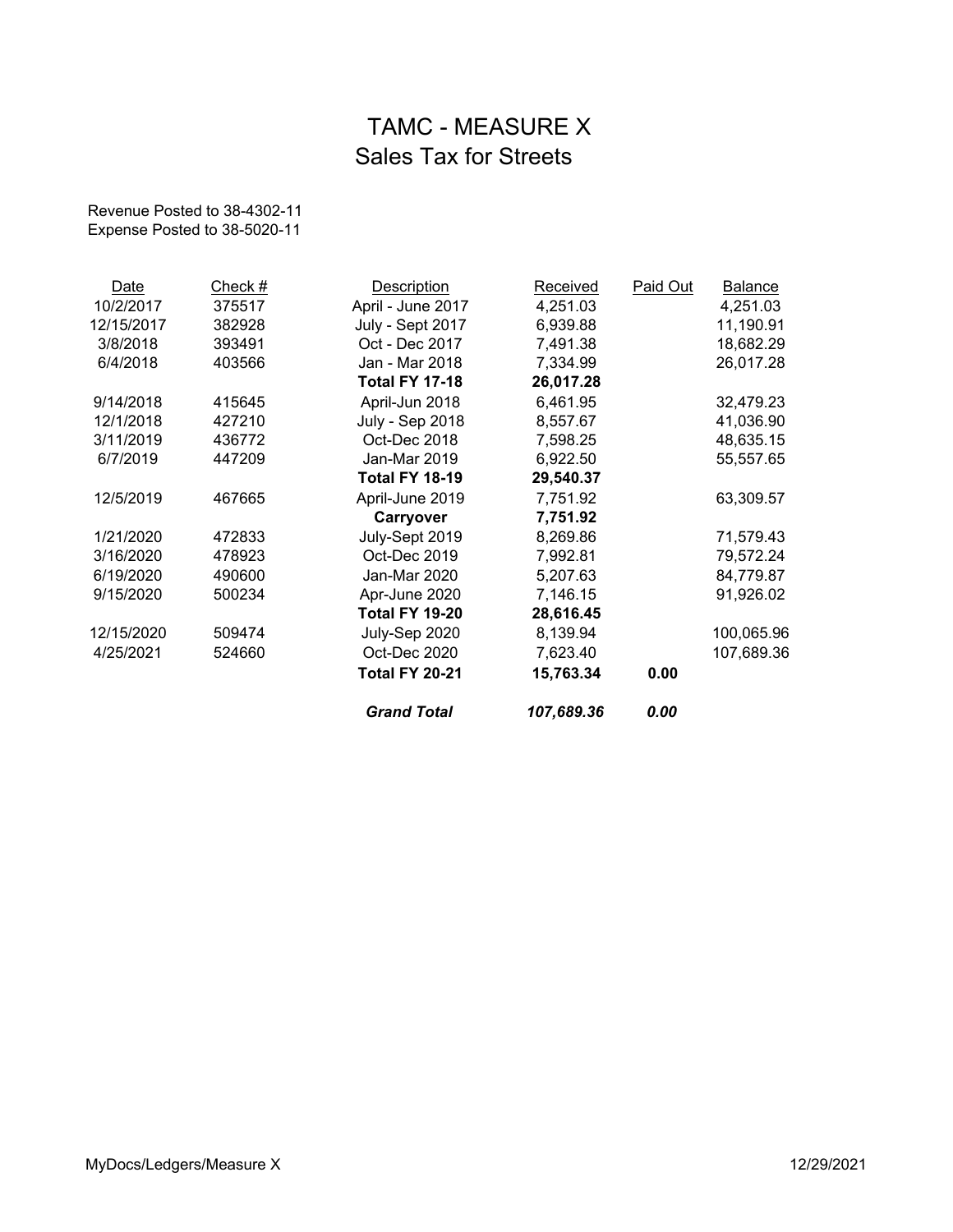# TAMC - MEASURE X
## Sales Tax for Streets

Revenue Posted to 38-4302-11
Expense Posted to 38-5020-11

| Date | Check # | Description | Received | Paid Out | Balance |
|---|---|---|---|---|---|
| 10/2/2017 | 375517 | April - June 2017 | 4,251.03 | | 4,251.03 |
| 12/15/2017 | 382928 | July - Sept 2017 | 6,939.88 | | 11,190.91 |
| 3/8/2018 | 393491 | Oct - Dec 2017 | 7,491.38 | | 18,682.29 |
| 6/4/2018 | 403566 | Jan - Mar 2018 | 7,334.99 | | 26,017.28 |
| | | **Total FY 17-18** | **26,017.28** | | |
| 9/14/2018 | 415645 | April-Jun 2018 | 6,461.95 | | 32,479.23 |
| 12/1/2018 | 427210 | July - Sep 2018 | 8,557.67 | | 41,036.90 |
| 3/11/2019 | 436772 | Oct-Dec 2018 | 7,598.25 | | 48,635.15 |
| 6/7/2019 | 447209 | Jan-Mar 2019 | 6,922.50 | | 55,557.65 |
| | | **Total FY 18-19** | **29,540.37** | | |
| 12/5/2019 | 467665 | April-June 2019 | 7,751.92 | | 63,309.57 |
| | | **Carryover** | **7,751.92** | | |
| 1/21/2020 | 472833 | July-Sept 2019 | 8,269.86 | | 71,579.43 |
| 3/16/2020 | 478923 | Oct-Dec 2019 | 7,992.81 | | 79,572.24 |
| 6/19/2020 | 490600 | Jan-Mar 2020 | 5,207.63 | | 84,779.87 |
| 9/15/2020 | 500234 | Apr-June 2020 | 7,146.15 | | 91,926.02 |
| | | **Total FY 19-20** | **28,616.45** | | |
| 12/15/2020 | 509474 | July-Sep 2020 | 8,139.94 | | 100,065.96 |
| 4/25/2021 | 524660 | Oct-Dec 2020 | 7,623.40 | | 107,689.36 |
| | | **Total FY 20-21** | **15,763.34** | **0.00** | |
| | | ***Grand Total*** | ***107,689.36*** | ***0.00*** | |

MyDocs/Ledgers/Measure X 12/29/2021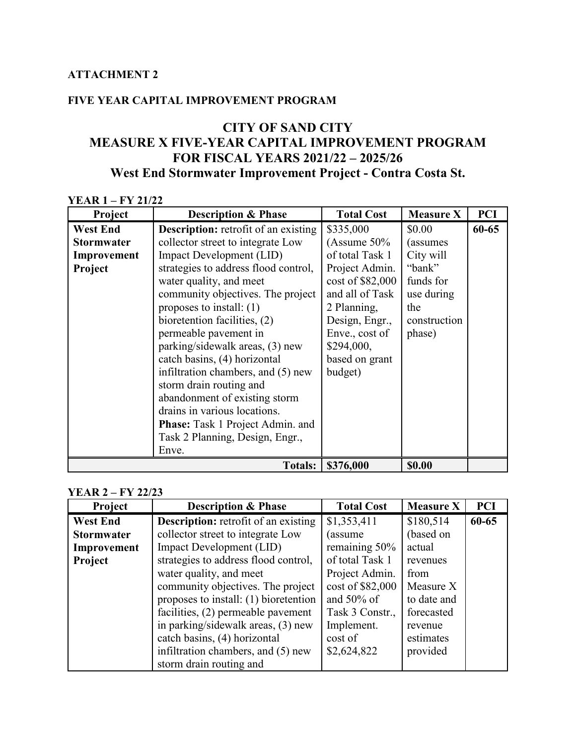**ATTACHMENT 2**

**FIVE YEAR CAPITAL IMPROVEMENT PROGRAM**

# CITY OF SAND CITY
## MEASURE X FIVE-YEAR CAPITAL IMPROVEMENT PROGRAM
## FOR FISCAL YEARS 2021/22 – 2025/26
## West End Stormwater Improvement Project - Contra Costa St.

**YEAR 1 – FY 21/22**

| Project | Description & Phase | Total Cost | Measure X | PCI |
|---|---|---|---|---|
| **West End Stormwater Improvement Project** | **Description:** retrofit of an existing collector street to integrate Low Impact Development (LID) strategies to address flood control, water quality, and meet community objectives. The project proposes to install: (1) bioretention facilities, (2) permeable pavement in parking/sidewalk areas, (3) new catch basins, (4) horizontal infiltration chambers, and (5) new storm drain routing and abandonment of existing storm drains in various locations. **Phase:** Task 1 Project Admin. and Task 2 Planning, Design, Engr., Enve. | $335,000 (Assume 50% of total Task 1 Project Admin. cost of $82,000 and all of Task 2 Planning, Design, Engr., Enve., cost of $294,000, based on grant budget) | $0.00 (assumes City will "bank" funds for use during the construction phase) | **60-65** |
| | **Totals:** | **$376,000** | **$0.00** | |

**YEAR 2 – FY 22/23**

| Project | Description & Phase | Total Cost | Measure X | PCI |
|---|---|---|---|---|
| **West End Stormwater Improvement Project** | **Description:** retrofit of an existing collector street to integrate Low Impact Development (LID) strategies to address flood control, water quality, and meet community objectives. The project proposes to install: (1) bioretention facilities, (2) permeable pavement in parking/sidewalk areas, (3) new catch basins, (4) horizontal infiltration chambers, and (5) new storm drain routing and | $1,353,411 (assume remaining 50% of total Task 1 Project Admin. cost of $82,000 and 50% of Task 3 Constr., Implement. cost of $2,624,822 | $180,514 (based on actual revenues from Measure X to date and forecasted revenue estimates provided | **60-65** |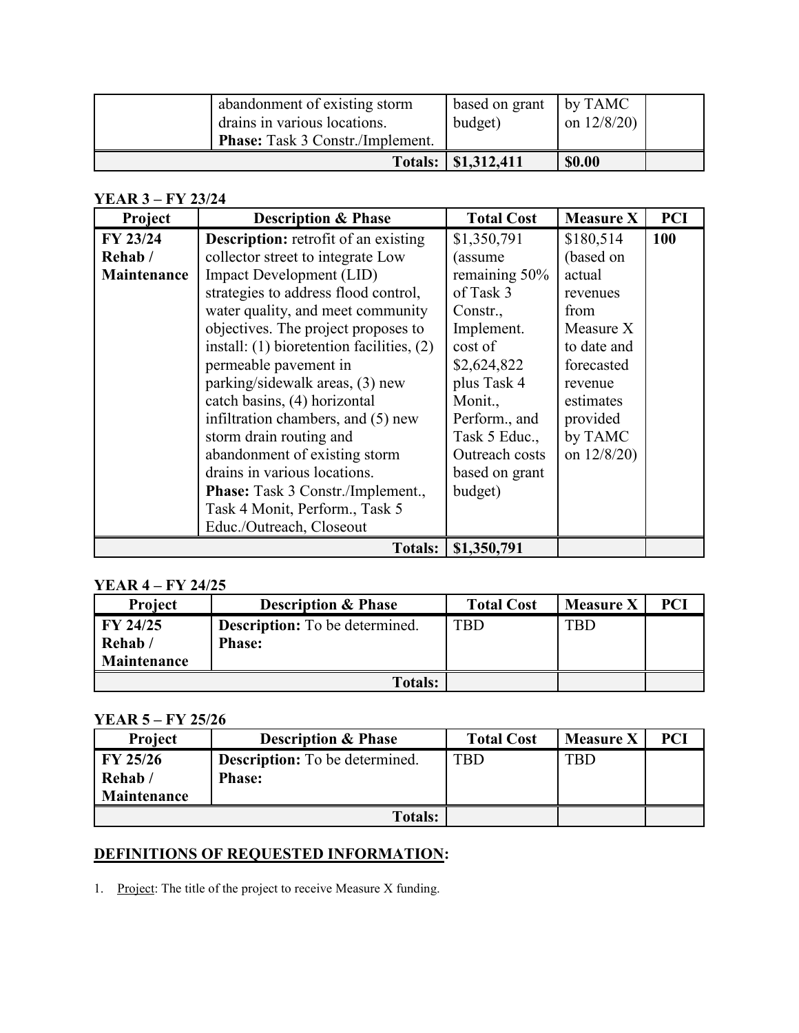| | abandonment of existing storm drains in various locations. **Phase:** Task 3 Constr./Implement. | based on grant budget) | by TAMC on 12/8/20) | |
|---|---|---|---|---|
| | **Totals:** | **$1,312,411** | **$0.00** | |

**YEAR 3 – FY 23/24**

| Project | Description & Phase | Total Cost | Measure X | PCI |
|---|---|---|---|---|
| **FY 23/24 Rehab / Maintenance** | **Description:** retrofit of an existing collector street to integrate Low Impact Development (LID) strategies to address flood control, water quality, and meet community objectives. The project proposes to install: (1) bioretention facilities, (2) permeable pavement in parking/sidewalk areas, (3) new catch basins, (4) horizontal infiltration chambers, and (5) new storm drain routing and abandonment of existing storm drains in various locations. **Phase:** Task 3 Constr./Implement., Task 4 Monit, Perform., Task 5 Educ./Outreach, Closeout | $1,350,791 (assume remaining 50% of Task 3 Constr., Implement. cost of $2,624,822 plus Task 4 Monit., Perform., and Task 5 Educ., Outreach costs based on grant budget) | $180,514 (based on actual revenues from Measure X to date and forecasted revenue estimates provided by TAMC on 12/8/20) | **100** |
| | **Totals:** | **$1,350,791** | | |

**YEAR 4 – FY 24/25**

| Project | Description & Phase | Total Cost | Measure X | PCI |
|---|---|---|---|---|
| **FY 24/25 Rehab / Maintenance** | **Description:** To be determined. **Phase:** | TBD | TBD | |
| | **Totals:** | | | |

**YEAR 5 – FY 25/26**

| Project | Description & Phase | Total Cost | Measure X | PCI |
|---|---|---|---|---|
| **FY 25/26 Rehab / Maintenance** | **Description:** To be determined. **Phase:** | TBD | TBD | |
| | **Totals:** | | | |

## DEFINITIONS OF REQUESTED INFORMATION:

1. Project: The title of the project to receive Measure X funding.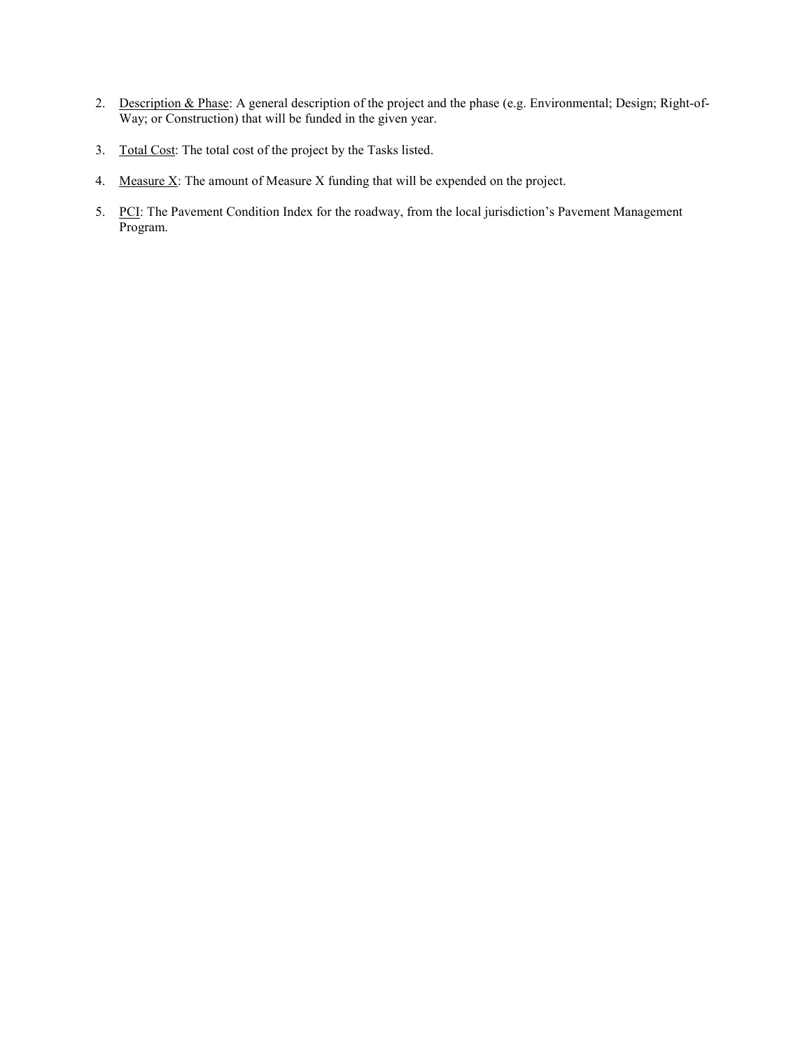2. <u>Description & Phase</u>: A general description of the project and the phase (e.g. Environmental; Design; Right-of-Way; or Construction) that will be funded in the given year.

3. <u>Total Cost</u>: The total cost of the project by the Tasks listed.

4. <u>Measure X</u>: The amount of Measure X funding that will be expended on the project.

5. <u>PCI</u>: The Pavement Condition Index for the roadway, from the local jurisdiction's Pavement Management Program.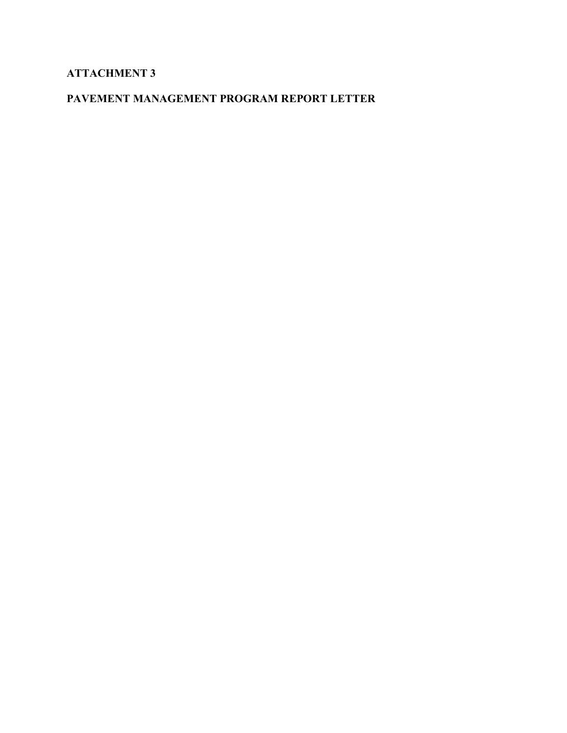**ATTACHMENT 3**

**PAVEMENT MANAGEMENT PROGRAM REPORT LETTER**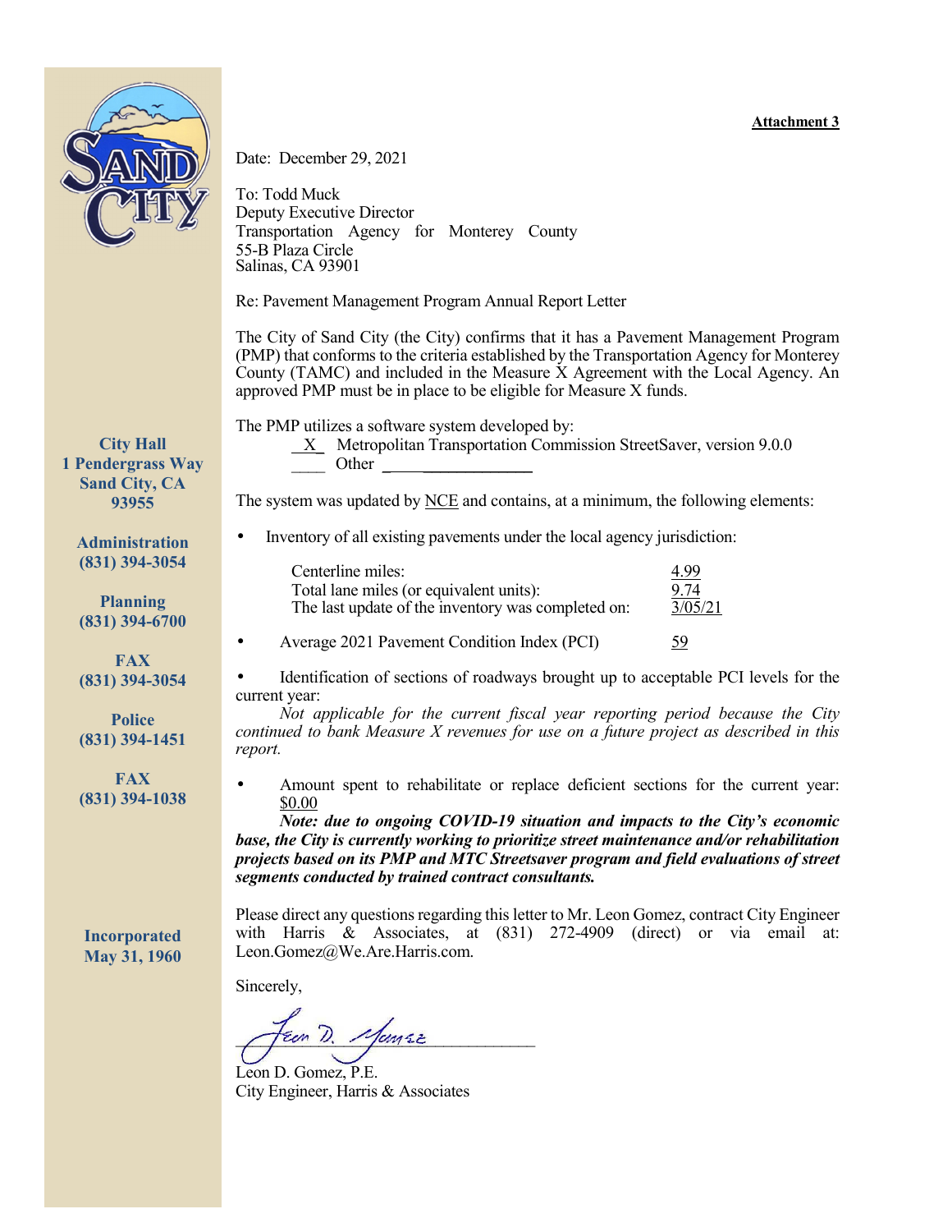**Attachment 3**

City Hall
1 Pendergrass Way
Sand City, CA
93955

Administration
(831) 394-3054

Planning
(831) 394-6700

FAX
(831) 394-3054

Police
(831) 394-1451

FAX
(831) 394-1038

Incorporated
May 31, 1960

Date: December 29, 2021

To: Todd Muck
Deputy Executive Director
Transportation Agency for Monterey County
55-B Plaza Circle
Salinas, CA 93901

Re: Pavement Management Program Annual Report Letter

The City of Sand City (the City) confirms that it has a Pavement Management Program (PMP) that conforms to the criteria established by the Transportation Agency for Monterey County (TAMC) and included in the Measure X Agreement with the Local Agency. An approved PMP must be in place to be eligible for Measure X funds.

The PMP utilizes a software system developed by:

\_X\_ Metropolitan Transportation Commission StreetSaver, version 9.0.0
\_\_\_\_ Other \_\_\_\_\_\_\_\_\_\_\_\_\_\_

The system was updated by NCE and contains, at a minimum, the following elements:

- Inventory of all existing pavements under the local agency jurisdiction:

  | | |
  |---|---|
  | Centerline miles: | 4.99 |
  | Total lane miles (or equivalent units): | 9.74 |
  | The last update of the inventory was completed on: | 3/05/21 |

- Average 2021 Pavement Condition Index (PCI) 59

- Identification of sections of roadways brought up to acceptable PCI levels for the current year:

  *Not applicable for the current fiscal year reporting period because the City continued to bank Measure X revenues for use on a future project as described in this report.*

- Amount spent to rehabilitate or replace deficient sections for the current year: $0.00

  ***Note: due to ongoing COVID-19 situation and impacts to the City's economic base, the City is currently working to prioritize street maintenance and/or rehabilitation projects based on its PMP and MTC Streetsaver program and field evaluations of street segments conducted by trained contract consultants.***

Please direct any questions regarding this letter to Mr. Leon Gomez, contract City Engineer with Harris & Associates, at (831) 272-4909 (direct) or via email at: Leon.Gomez@We.Are.Harris.com.

Sincerely,

Leon D. Gomez

Leon D. Gomez, P.E.
City Engineer, Harris & Associates